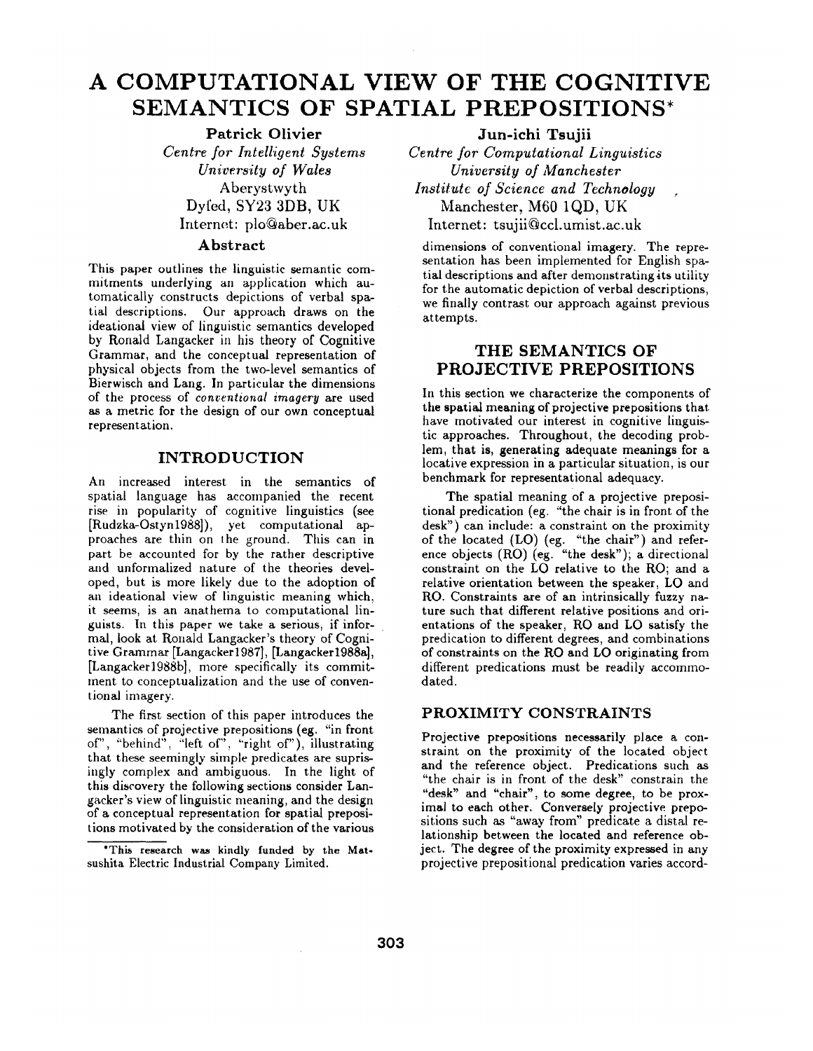# A COMPUTATIONAL VIEW OF THE COGNITIVE SEMANTICS OF SPATIAL PREPOSITIONS*

**Patrick Olivier**
*Centre for Intelligent Systems*
*University of Wales*
Aberystwyth
Dyfed, SY23 3DB, UK
Internet: plo@aber.ac.uk

**Jun-ichi Tsujii**
*Centre for Computational Linguistics*
*University of Manchester*
*Institute of Science and Technology*
Manchester, M60 1QD, UK
Internet: tsujii@ccl.umist.ac.uk

## Abstract

This paper outlines the linguistic semantic commitments underlying an application which automatically constructs depictions of verbal spatial descriptions. Our approach draws on the ideational view of linguistic semantics developed by Ronald Langacker in his theory of Cognitive Grammar, and the conceptual representation of physical objects from the two-level semantics of Bierwisch and Lang. In particular the dimensions of the process of *conventional imagery* are used as a metric for the design of our own conceptual representation.

## INTRODUCTION

An increased interest in the semantics of spatial language has accompanied the recent rise in popularity of cognitive linguistics (see [Rudzka-Ostyn1988]), yet computational approaches are thin on the ground. This can in part be accounted for by the rather descriptive and unformalized nature of the theories developed, but is more likely due to the adoption of an ideational view of linguistic meaning which, it seems, is an anathema to computational linguists. In this paper we take a serious, if informal, look at Ronald Langacker's theory of Cognitive Grammar [Langacker1987], [Langacker1988a], [Langacker1988b], more specifically its commitment to conceptualization and the use of conventional imagery.

The first section of this paper introduces the semantics of projective prepositions (eg. "in front of", "behind", "left of", "right of"), illustrating that these seemingly simple predicates are suprisingly complex and ambiguous. In the light of this discovery the following sections consider Langacker's view of linguistic meaning, and the design of a conceptual representation for spatial prepositions motivated by the consideration of the various dimensions of conventional imagery. The representation has been implemented for English spatial descriptions and after demonstrating its utility for the automatic depiction of verbal descriptions, we finally contrast our approach against previous attempts.

*This research was kindly funded by the Matsushita Electric Industrial Company Limited.

## THE SEMANTICS OF PROJECTIVE PREPOSITIONS

In this section we characterize the components of the spatial meaning of projective prepositions that have motivated our interest in cognitive linguistic approaches. Throughout, the decoding problem, that is, generating adequate meanings for a locative expression in a particular situation, is our benchmark for representational adequacy.

The spatial meaning of a projective prepositional predication (eg. "the chair is in front of the desk") can include: a constraint on the proximity of the located (LO) (eg. "the chair") and reference objects (RO) (eg. "the desk"); a directional constraint on the LO relative to the RO; and a relative orientation between the speaker, LO and RO. Constraints are of an intrinsically fuzzy nature such that different relative positions and orientations of the speaker, RO and LO satisfy the predication to different degrees, and combinations of constraints on the RO and LO originating from different predications must be readily accommodated.

### PROXIMITY CONSTRAINTS

Projective prepositions necessarily place a constraint on the proximity of the located object and the reference object. Predications such as "the chair is in front of the desk" constrain the "desk" and "chair", to some degree, to be proximal to each other. Conversely projective prepositions such as "away from" predicate a distal relationship between the located and reference object. The degree of the proximity expressed in any projective prepositional predication varies accord-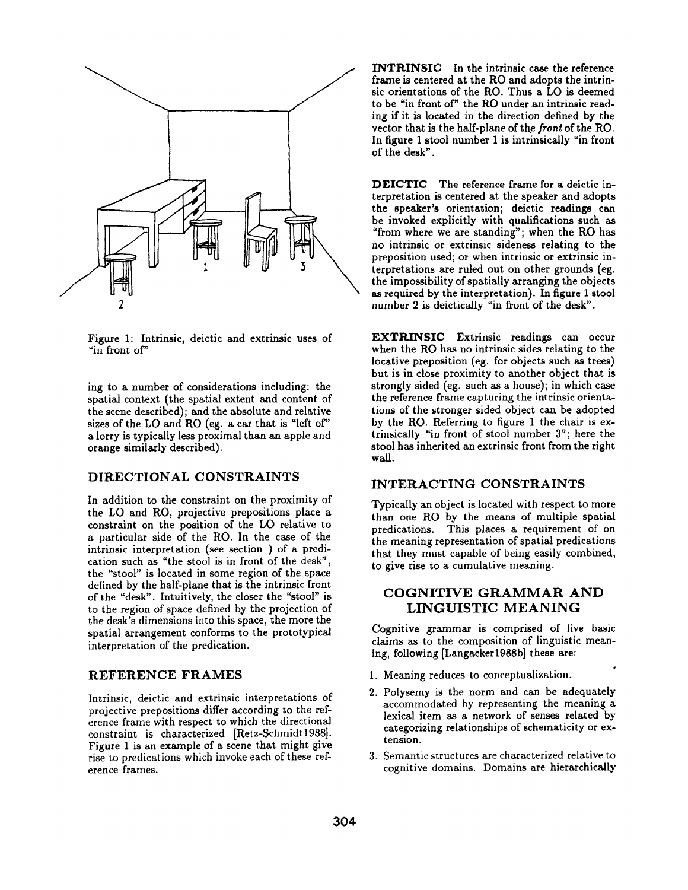Figure 1: Intrinsic, deictic and extrinsic uses of "in front of"

ing to a number of considerations including: the spatial context (the spatial extent and content of the scene described); and the absolute and relative sizes of the LO and RO (eg. a car that is "left of" a lorry is typically less proximal than an apple and orange similarly described).

## DIRECTIONAL CONSTRAINTS

In addition to the constraint on the proximity of the LO and RO, projective prepositions place a constraint on the position of the LO relative to a particular side of the RO. In the case of the intrinsic interpretation (see section ) of a predication such as "the stool is in front of the desk", the "stool" is located in some region of the space defined by the half-plane that is the intrinsic front of the "desk". Intuitively, the closer the "stool" is to the region of space defined by the projection of the desk's dimensions into this space, the more the spatial arrangement conforms to the prototypical interpretation of the predication.

## REFERENCE FRAMES

Intrinsic, deictic and extrinsic interpretations of projective prepositions differ according to the reference frame with respect to which the directional constraint is characterized [Retz-Schmidt1988]. Figure 1 is an example of a scene that might give rise to predications which invoke each of these reference frames.

**INTRINSIC** In the intrinsic case the reference frame is centered at the RO and adopts the intrinsic orientations of the RO. Thus a LO is deemed to be "in front of" the RO under an intrinsic reading if it is located in the direction defined by the vector that is the half-plane of the *front* of the RO. In figure 1 stool number 1 is intrinsically "in front of the desk".

**DEICTIC** The reference frame for a deictic interpretation is centered at the speaker and adopts the speaker's orientation; deictic readings can be invoked explicitly with qualifications such as "from where we are standing"; when the RO has no intrinsic or extrinsic sideness relating to the preposition used; or when intrinsic or extrinsic interpretations are ruled out on other grounds (eg. the impossibility of spatially arranging the objects as required by the interpretation). In figure 1 stool number 2 is deictically "in front of the desk".

**EXTRINSIC** Extrinsic readings can occur when the RO has no intrinsic sides relating to the locative preposition (eg. for objects such as trees) but is in close proximity to another object that is strongly sided (eg. such as a house); in which case the reference frame capturing the intrinsic orientations of the stronger sided object can be adopted by the RO. Referring to figure 1 the chair is extrinsically "in front of stool number 3"; here the stool has inherited an extrinsic front from the right wall.

## INTERACTING CONSTRAINTS

Typically an object is located with respect to more than one RO by the means of multiple spatial predications. This places a requirement of on the meaning representation of spatial predications that they must capable of being easily combined, to give rise to a cumulative meaning.

# COGNITIVE GRAMMAR AND LINGUISTIC MEANING

Cognitive grammar is comprised of five basic claims as to the composition of linguistic meaning, following [Langacker1988b] these are:

1. Meaning reduces to conceptualization.
2. Polysemy is the norm and can be adequately accommodated by representing the meaning a lexical item as a network of senses related by categorizing relationships of schematicity or extension.
3. Semantic structures are characterized relative to cognitive domains. Domains are hierarchically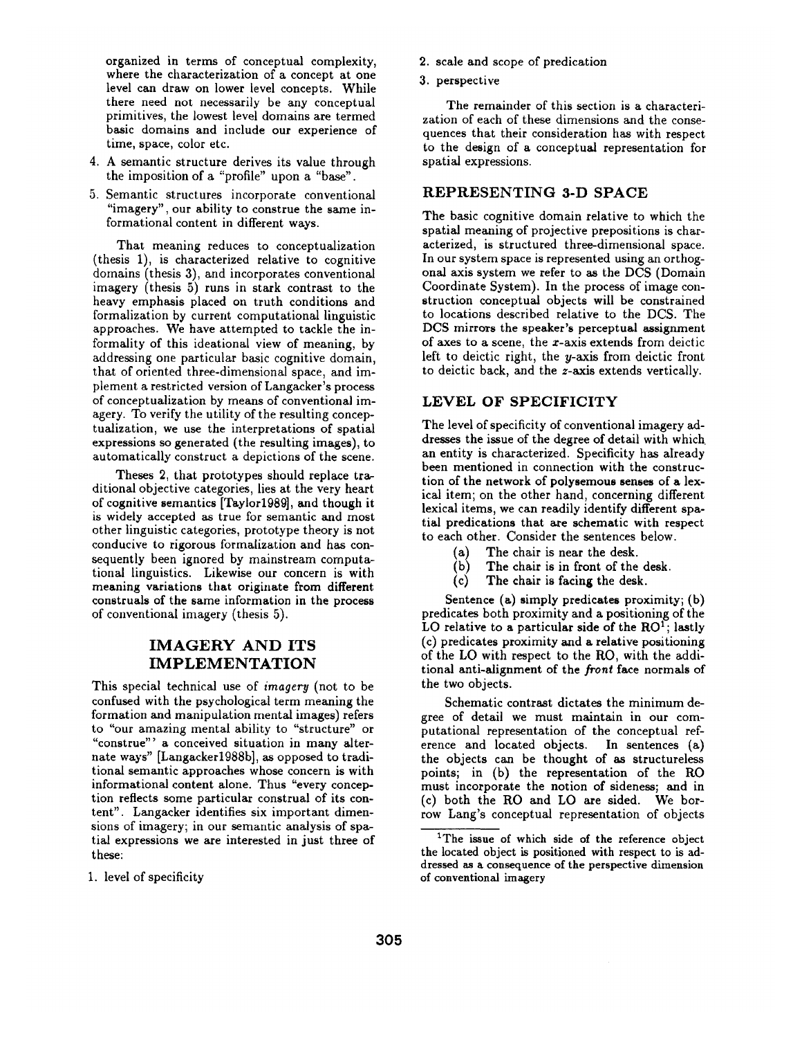organized in terms of conceptual complexity, where the characterization of a concept at one level can draw on lower level concepts. While there need not necessarily be any conceptual primitives, the lowest level domains are termed basic domains and include our experience of time, space, color etc.

4. A semantic structure derives its value through the imposition of a "profile" upon a "base".
5. Semantic structures incorporate conventional "imagery", our ability to construe the same informational content in different ways.

That meaning reduces to conceptualization (thesis 1), is characterized relative to cognitive domains (thesis 3), and incorporates conventional imagery (thesis 5) runs in stark contrast to the heavy emphasis placed on truth conditions and formalization by current computational linguistic approaches. We have attempted to tackle the informality of this ideational view of meaning, by addressing one particular basic cognitive domain, that of oriented three-dimensional space, and implement a restricted version of Langacker's process of conceptualization by means of conventional imagery. To verify the utility of the resulting conceptualization, we use the interpretations of spatial expressions so generated (the resulting images), to automatically construct a depictions of the scene.

Theses 2, that prototypes should replace traditional objective categories, lies at the very heart of cognitive semantics [Taylor1989], and though it is widely accepted as true for semantic and most other linguistic categories, prototype theory is not conducive to rigorous formalization and has consequently been ignored by mainstream computational linguistics. Likewise our concern is with meaning variations that originate from different construals of the same information in the process of conventional imagery (thesis 5).

## IMAGERY AND ITS IMPLEMENTATION

This special technical use of *imagery* (not to be confused with the psychological term meaning the formation and manipulation mental images) refers to "our amazing mental ability to "structure" or "construe"' a conceived situation in many alternate ways" [Langacker1988b], as opposed to traditional semantic approaches whose concern is with informational content alone. Thus "every conception reflects some particular construal of its content". Langacker identifies six important dimensions of imagery; in our semantic analysis of spatial expressions we are interested in just three of these:

1. level of specificity
2. scale and scope of predication
3. perspective

The remainder of this section is a characterization of each of these dimensions and the consequences that their consideration has with respect to the design of a conceptual representation for spatial expressions.

## REPRESENTING 3-D SPACE

The basic cognitive domain relative to which the spatial meaning of projective prepositions is characterized, is structured three-dimensional space. In our system space is represented using an orthogonal axis system we refer to as the DCS (Domain Coordinate System). In the process of image construction conceptual objects will be constrained to locations described relative to the DCS. The DCS mirrors the speaker's perceptual assignment of axes to a scene, the $x$-axis extends from deictic left to deictic right, the $y$-axis from deictic front to deictic back, and the $z$-axis extends vertically.

## LEVEL OF SPECIFICITY

The level of specificity of conventional imagery addresses the issue of the degree of detail with which an entity is characterized. Specificity has already been mentioned in connection with the construction of the network of polysemous senses of a lexical item; on the other hand, concerning different lexical items, we can readily identify different spatial predications that are schematic with respect to each other. Consider the sentences below.

(a) The chair is near the desk.
(b) The chair is in front of the desk.
(c) The chair is facing the desk.

Sentence (a) simply predicates proximity; (b) predicates both proximity and a positioning of the LO relative to a particular side of the RO[1]; lastly (c) predicates proximity and a relative positioning of the LO with respect to the RO, with the additional anti-alignment of the *front* face normals of the two objects.

Schematic contrast dictates the minimum degree of detail we must maintain in our computational representation of the conceptual reference and located objects. In sentences (a) the objects can be thought of as structureless points; in (b) the representation of the RO must incorporate the notion of sideness; and in (c) both the RO and LO are sided. We borrow Lang's conceptual representation of objects

[1] The issue of which side of the reference object the located object is positioned with respect to is addressed as a consequence of the perspective dimension of conventional imagery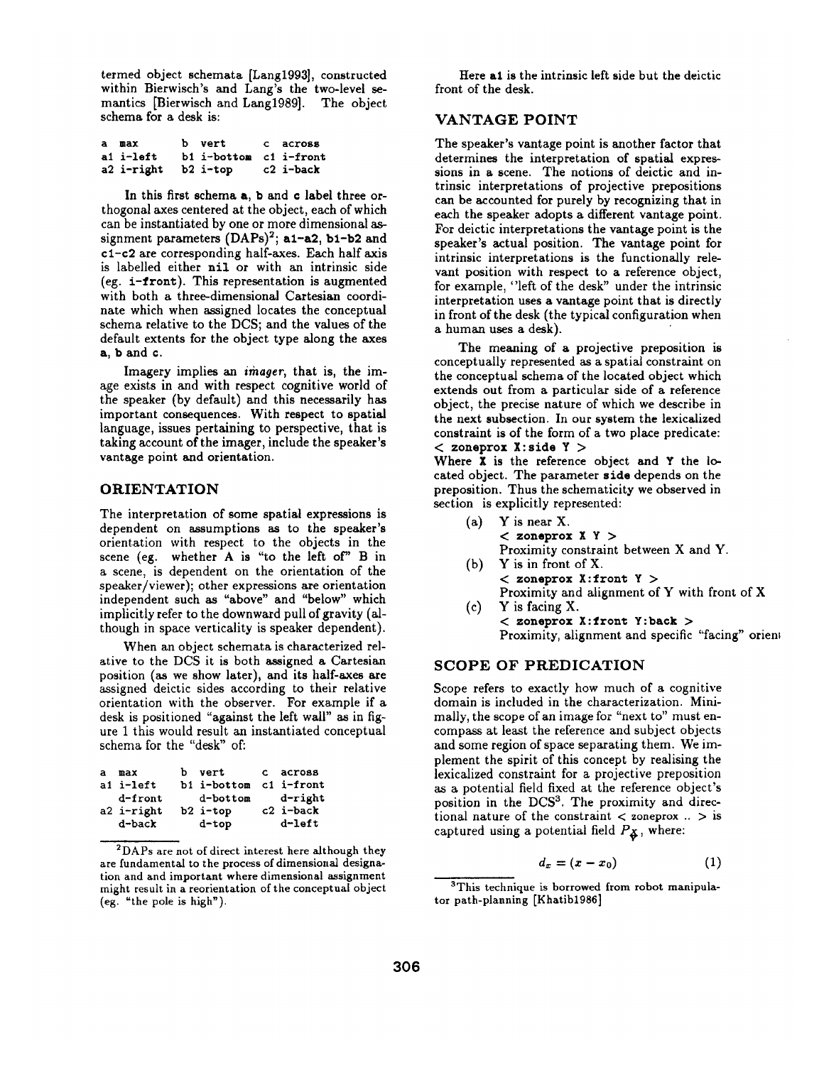termed object schemata [Lang1993], constructed within Bierwisch's and Lang's the two-level semantics [Bierwisch and Lang1989]. The object schema for a desk is:

```
a  max        b  vert        c  across
a1 i-left     b1 i-bottom    c1 i-front
a2 i-right    b2 i-top       c2 i-back
```

In this first schema **a**, **b** and **c** label three orthogonal axes centered at the object, each of which can be instantiated by one or more dimensional assignment parameters (DAPs)[2]; **a1-a2**, **b1-b2** and **c1-c2** are corresponding half-axes. Each half axis is labelled either **nil** or with an intrinsic side (eg. **i-front**). This representation is augmented with both a three-dimensional Cartesian coordinate which when assigned locates the conceptual schema relative to the DCS; and the values of the default extents for the object type along the axes **a**, **b** and **c**.

Imagery implies an *imager*, that is, the image exists in and with respect cognitive world of the speaker (by default) and this necessarily has important consequences. With respect to spatial language, issues pertaining to perspective, that is taking account of the imager, include the speaker's vantage point and orientation.

## ORIENTATION

The interpretation of some spatial expressions is dependent on assumptions as to the speaker's orientation with respect to the objects in the scene (eg. whether A is "to the left of" B in a scene, is dependent on the orientation of the speaker/viewer); other expressions are orientation independent such as "above" and "below" which implicitly refer to the downward pull of gravity (although in space verticality is speaker dependent).

When an object schemata is characterized relative to the DCS it is both assigned a Cartesian position (as we show later), and its half-axes are assigned deictic sides according to their relative orientation with the observer. For example if a desk is positioned "against the left wall" as in figure 1 this would result an instantiated conceptual schema for the "desk" of:

```
a  max        b  vert        c  across
a1 i-left     b1 i-bottom    c1 i-front
   d-front       d-bottom       d-right
a2 i-right    b2 i-top       c2 i-back
   d-back        d-top          d-left
```

Here **a1** is the intrinsic left side but the deictic front of the desk.

[2] DAPs are not of direct interest here although they are fundamental to the process of dimensional designation and and important where dimensional assignment might result in a reorientation of the conceptual object (eg. "the pole is high").

## VANTAGE POINT

The speaker's vantage point is another factor that determines the interpretation of spatial expressions in a scene. The notions of deictic and intrinsic interpretations of projective prepositions can be accounted for purely by recognizing that in each the speaker adopts a different vantage point. For deictic interpretations the vantage point is the speaker's actual position. The vantage point for intrinsic interpretations is the functionally relevant position with respect to a reference object, for example, "left of the desk" under the intrinsic interpretation uses a vantage point that is directly in front of the desk (the typical configuration when a human uses a desk).

The meaning of a projective preposition is conceptually represented as a spatial constraint on the conceptual schema of the located object which extends out from a particular side of a reference object, the precise nature of which we describe in the next subsection. In our system the lexicalized constraint is of the form of a two place predicate:

**< zoneprox X:side Y >**

Where **X** is the reference object and **Y** the located object. The parameter **side** depends on the preposition. Thus the schematicity we observed in section is explicitly represented:

(a) Y is near X.
**< zoneprox X Y >**
Proximity constraint between X and Y.

(b) Y is in front of X.
**< zoneprox X:front Y >**
Proximity and alignment of Y with front of X

(c) Y is facing X.
**< zoneprox X:front Y:back >**
Proximity, alignment and specific "facing" orient

## SCOPE OF PREDICATION

Scope refers to exactly how much of a cognitive domain is included in the characterization. Minimally, the scope of an image for "next to" must encompass at least the reference and subject objects and some region of space separating them. We implement the spirit of this concept by realising the lexicalized constraint for a projective preposition as a potential field fixed at the reference object's position in the DCS[3]. The proximity and directional nature of the constraint < zoneprox .. > is captured using a potential field $P_{\vec{x}}$, where:

$$d_x = (x - x_0) \qquad (1)$$

[3] This technique is borrowed from robot manipulator path-planning [Khatib1986]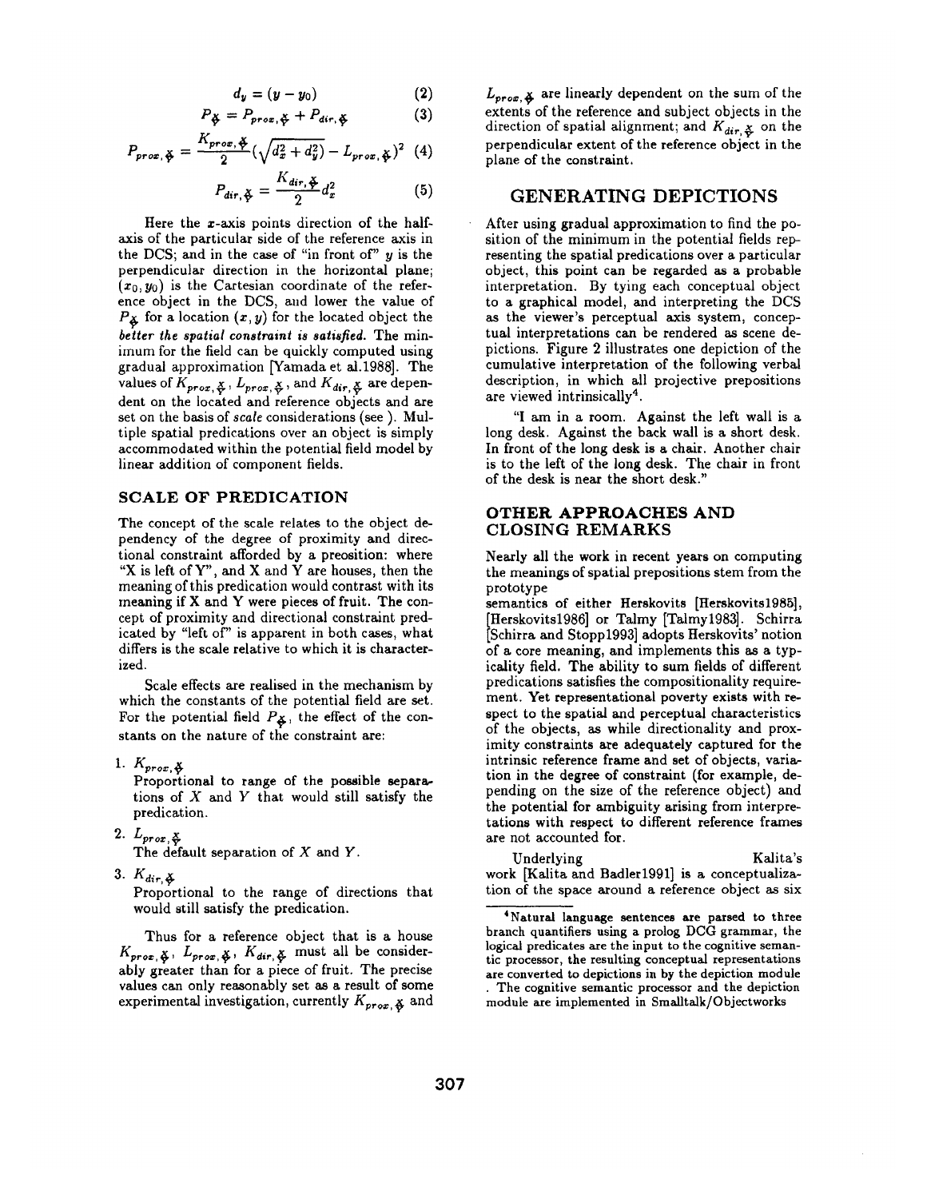$$d_y = (y - y_0) \quad (2)$$

$$P_{\frac{X}{Y}} = P_{prox,\frac{X}{Y}} + P_{dir,\frac{X}{Y}} \quad (3)$$

$$P_{prox,\frac{X}{Y}} = \frac{K_{prox,\frac{X}{Y}}}{2}(\sqrt{d_x^2 + d_y^2}) - L_{prox,\frac{X}{Y}})^2 \quad (4)$$

$$P_{dir,\frac{X}{Y}} = \frac{K_{dir,\frac{X}{Y}}}{2} d_x^2 \quad (5)$$

Here the $x$-axis points direction of the half-axis of the particular side of the reference axis in the DCS; and in the case of "in front of" $y$ is the perpendicular direction in the horizontal plane; $(x_0, y_0)$ is the Cartesian coordinate of the reference object in the DCS, and lower the value of $P_{\frac{X}{Y}}$ for a location $(x, y)$ for the located object the *better the spatial constraint is satisfied*. The minimum for the field can be quickly computed using gradual approximation [Yamada et al.1988]. The values of $K_{prox,\frac{X}{Y}}$, $L_{prox,\frac{X}{Y}}$, and $K_{dir,\frac{X}{Y}}$ are dependent on the located and reference objects and are set on the basis of *scale* considerations (see ). Multiple spatial predications over an object is simply accommodated within the potential field model by linear addition of component fields.

## SCALE OF PREDICATION

The concept of the scale relates to the object dependency of the degree of proximity and directional constraint afforded by a preosition: where "X is left of Y", and X and Y are houses, then the meaning of this predication would contrast with its meaning if X and Y were pieces of fruit. The concept of proximity and directional constraint predicated by "left of" is apparent in both cases, what differs is the scale relative to which it is characterized.

Scale effects are realised in the mechanism by which the constants of the potential field are set. For the potential field $P_{\frac{X}{Y}}$, the effect of the constants on the nature of the constraint are:

1. $K_{prox,\frac{X}{Y}}$
   Proportional to range of the possible separations of $X$ and $Y$ that would still satisfy the predication.
2. $L_{prox,\frac{X}{Y}}$
   The default separation of $X$ and $Y$.
3. $K_{dir,\frac{X}{Y}}$
   Proportional to the range of directions that would still satisfy the predication.

Thus for a reference object that is a house $K_{prox,\frac{X}{Y}}$, $L_{prox,\frac{X}{Y}}$, $K_{dir,\frac{X}{Y}}$ must all be considerably greater than for a piece of fruit. The precise values can only reasonably set as a result of some experimental investigation, currently $K_{prox,\frac{X}{Y}}$ and $L_{prox,\frac{X}{Y}}$ are linearly dependent on the sum of the extents of the reference and subject objects in the direction of spatial alignment; and $K_{dir,\frac{X}{Y}}$ on the perpendicular extent of the reference object in the plane of the constraint.

## GENERATING DEPICTIONS

After using gradual approximation to find the position of the minimum in the potential fields representing the spatial predications over a particular object, this point can be regarded as a probable interpretation. By tying each conceptual object to a graphical model, and interpreting the DCS as the viewer's perceptual axis system, conceptual interpretations can be rendered as scene depictions. Figure 2 illustrates one depiction of the cumulative interpretation of the following verbal description, in which all projective prepositions are viewed intrinsically[4].

"I am in a room. Against the left wall is a long desk. Against the back wall is a short desk. In front of the long desk is a chair. Another chair is to the left of the long desk. The chair in front of the desk is near the short desk."

## OTHER APPROACHES AND CLOSING REMARKS

Nearly all the work in recent years on computing the meanings of spatial prepositions stem from the prototype semantics of either Herskovits [Herskovits1985], [Herskovits1986] or Talmy [Talmy1983]. Schirra [Schirra and Stopp1993] adopts Herskovits' notion of a core meaning, and implements this as a typicality field. The ability to sum fields of different predications satisfies the compositionality requirement. Yet representational poverty exists with respect to the spatial and perceptual characteristics of the objects, as while directionality and proximity constraints are adequately captured for the intrinsic reference frame and set of objects, variation in the degree of constraint (for example, depending on the size of the reference object) and the potential for ambiguity arising from interpretations with respect to different reference frames are not accounted for.

Underlying Kalita's work [Kalita and Badler1991] is a conceptualization of the space around a reference object as six

[4] Natural language sentences are parsed to three branch quantifiers using a prolog DCG grammar, the logical predicates are the input to the cognitive semantic processor, the resulting conceptual representations are converted to depictions in by the depiction module . The cognitive semantic processor and the depiction module are implemented in Smalltalk/Objectworks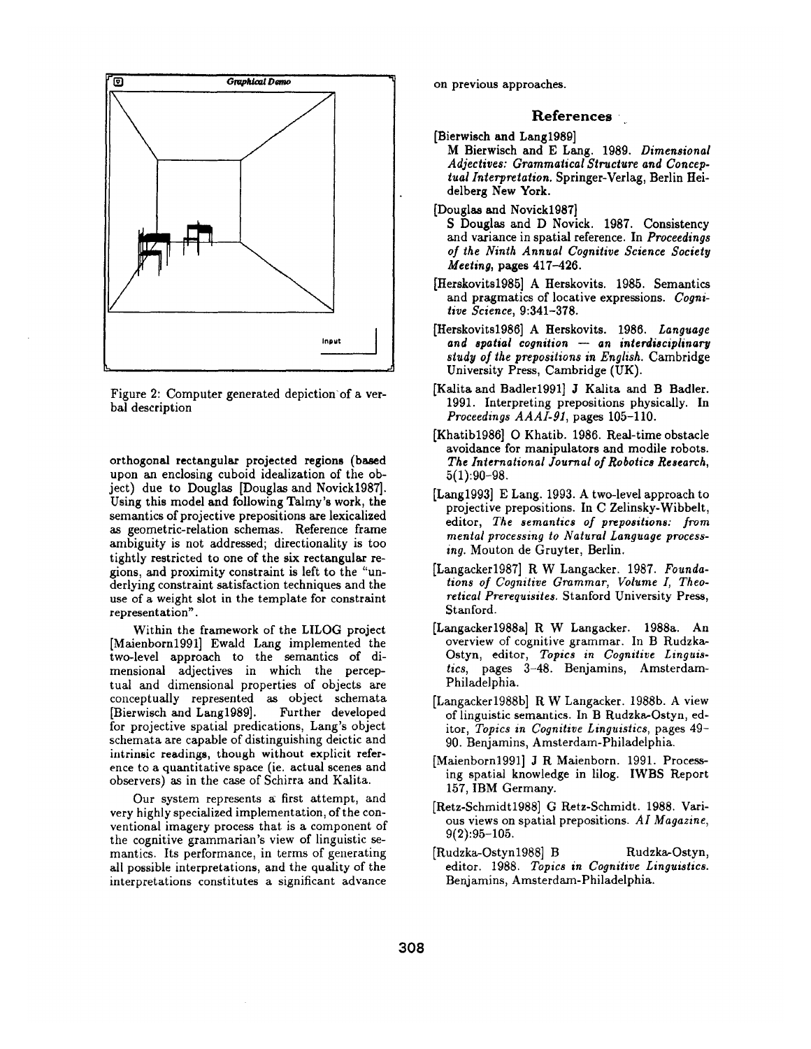Figure 2: Computer generated depiction of a verbal description

orthogonal rectangular projected regions (based upon an enclosing cuboid idealization of the object) due to Douglas [Douglas and Novick1987]. Using this model and following Talmy's work, the semantics of projective prepositions are lexicalized as geometric-relation schemas. Reference frame ambiguity is not addressed; directionality is too tightly restricted to one of the six rectangular regions, and proximity constraint is left to the "underlying constraint satisfaction techniques and the use of a weight slot in the template for constraint representation".

Within the framework of the LILOG project [Maienborn1991] Ewald Lang implemented the two-level approach to the semantics of dimensional adjectives in which the perceptual and dimensional properties of objects are conceptually represented as object schemata [Bierwisch and Lang1989]. Further developed for projective spatial predications, Lang's object schemata are capable of distinguishing deictic and intrinsic readings, though without explicit reference to a quantitative space (ie. actual scenes and observers) as in the case of Schirra and Kalita.

Our system represents a first attempt, and very highly specialized implementation, of the conventional imagery process that is a component of the cognitive grammarian's view of linguistic semantics. Its performance, in terms of generating all possible interpretations, and the quality of the interpretations constitutes a significant advance on previous approaches.

## References

[Bierwisch and Lang1989] M Bierwisch and E Lang. 1989. *Dimensional Adjectives: Grammatical Structure and Conceptual Interpretation.* Springer-Verlag, Berlin Heidelberg New York.

[Douglas and Novick1987] S Douglas and D Novick. 1987. Consistency and variance in spatial reference. In *Proceedings of the Ninth Annual Cognitive Science Society Meeting*, pages 417–426.

[Herskovits1985] A Herskovits. 1985. Semantics and pragmatics of locative expressions. *Cognitive Science*, 9:341–378.

[Herskovits1986] A Herskovits. 1986. *Language and spatial cognition — an interdisciplinary study of the prepositions in English.* Cambridge University Press, Cambridge (UK).

[Kalita and Badler1991] J Kalita and B Badler. 1991. Interpreting prepositions physically. In *Proceedings AAAI-91*, pages 105–110.

[Khatib1986] O Khatib. 1986. Real-time obstacle avoidance for manipulators and modile robots. *The International Journal of Robotics Research*, 5(1):90–98.

[Lang1993] E Lang. 1993. A two-level approach to projective prepositions. In C Zelinsky-Wibbelt, editor, *The semantics of prepositions: from mental processing to Natural Language processing.* Mouton de Gruyter, Berlin.

[Langacker1987] R W Langacker. 1987. *Foundations of Cognitive Grammar, Volume I, Theoretical Prerequisites.* Stanford University Press, Stanford.

[Langacker1988a] R W Langacker. 1988a. An overview of cognitive grammar. In B Rudzka-Ostyn, editor, *Topics in Cognitive Linguistics*, pages 3–48. Benjamins, Amsterdam-Philadelphia.

[Langacker1988b] R W Langacker. 1988b. A view of linguistic semantics. In B Rudzka-Ostyn, editor, *Topics in Cognitive Linguistics*, pages 49–90. Benjamins, Amsterdam-Philadelphia.

[Maienborn1991] J R Maienborn. 1991. Processing spatial knowledge in lilog. IWBS Report 157, IBM Germany.

[Retz-Schmidt1988] G Retz-Schmidt. 1988. Various views on spatial prepositions. *AI Magazine*, 9(2):95–105.

[Rudzka-Ostyn1988] B Rudzka-Ostyn, editor. 1988. *Topics in Cognitive Linguistics.* Benjamins, Amsterdam-Philadelphia.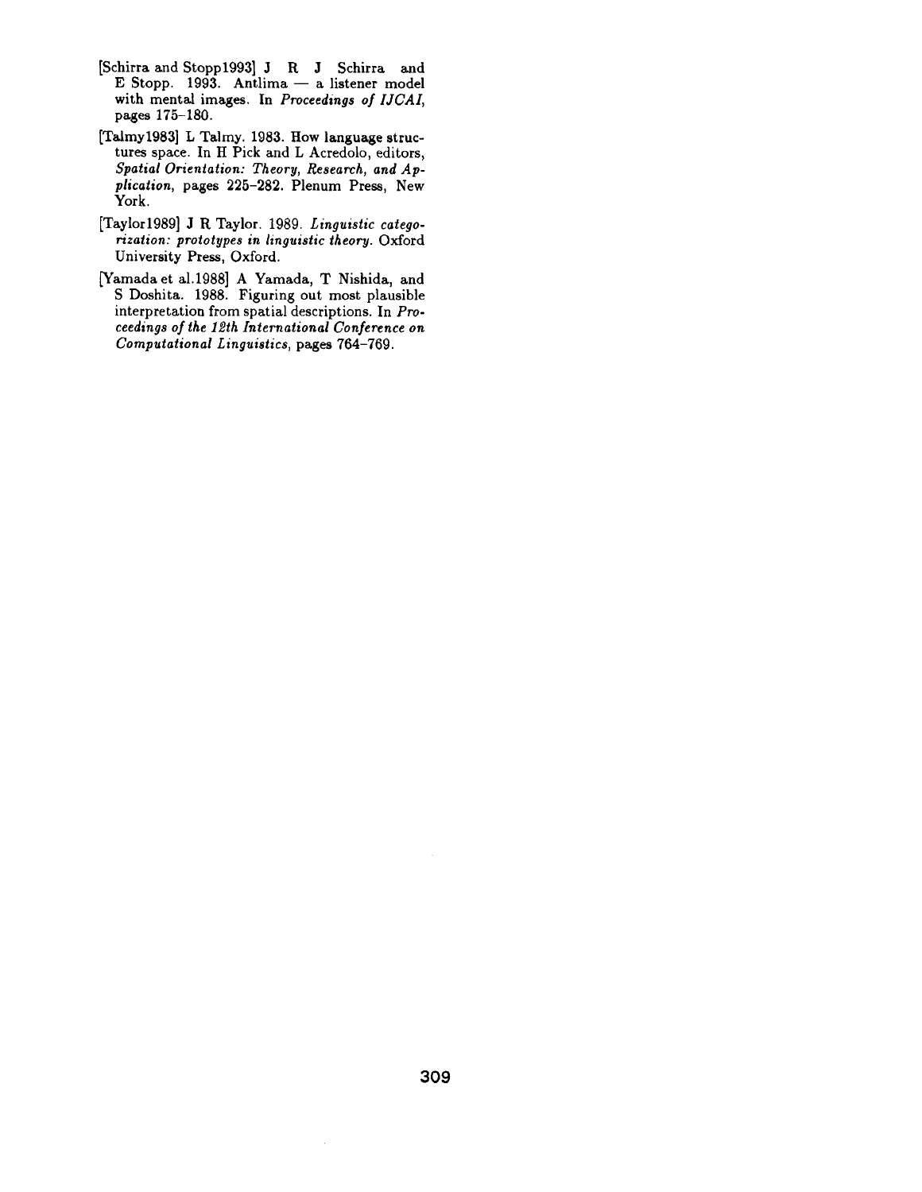[Schirra and Stopp1993] J R J Schirra and E Stopp. 1993. Antlima — a listener model with mental images. In *Proceedings of IJCAI*, pages 175–180.

[Talmy1983] L Talmy. 1983. How language structures space. In H Pick and L Acredolo, editors, *Spatial Orientation: Theory, Research, and Application*, pages 225–282. Plenum Press, New York.

[Taylor1989] J R Taylor. 1989. *Linguistic categorization: prototypes in linguistic theory.* Oxford University Press, Oxford.

[Yamada et al.1988] A Yamada, T Nishida, and S Doshita. 1988. Figuring out most plausible interpretation from spatial descriptions. In *Proceedings of the 12th International Conference on Computational Linguistics*, pages 764–769.